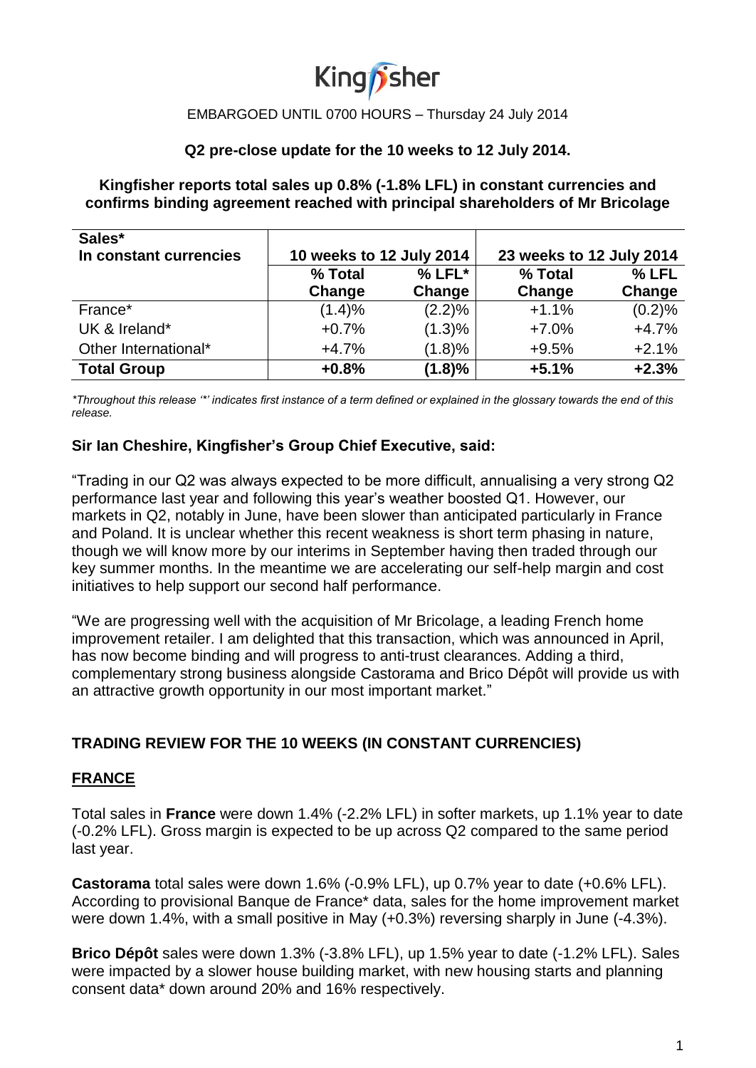Kingfisher

EMBARGOED UNTIL 0700 HOURS – Thursday 24 July 2014

**Q2 pre-close update for the 10 weeks to 12 July 2014.**

**Kingfisher reports total sales up 0.8% (-1.8% LFL) in constant currencies and confirms binding agreement reached with principal shareholders of Mr Bricolage**

| **Sales\*** **In constant currencies** | **10 weeks to 12 July 2014** | | **23 weeks to 12 July 2014** | |
|---|---|---|---|---|
| | **% Total Change** | **% LFL\* Change** | **% Total Change** | **% LFL Change** |
| France\* | (1.4)% | (2.2)% | +1.1% | (0.2)% |
| UK & Ireland\* | +0.7% | (1.3)% | +7.0% | +4.7% |
| Other International\* | +4.7% | (1.8)% | +9.5% | +2.1% |
| **Total Group** | **+0.8%** | **(1.8)%** | **+5.1%** | **+2.3%** |

*\*Throughout this release '\*' indicates first instance of a term defined or explained in the glossary towards the end of this release.*

**Sir Ian Cheshire, Kingfisher's Group Chief Executive, said:**

"Trading in our Q2 was always expected to be more difficult, annualising a very strong Q2 performance last year and following this year's weather boosted Q1. However, our markets in Q2, notably in June, have been slower than anticipated particularly in France and Poland. It is unclear whether this recent weakness is short term phasing in nature, though we will know more by our interims in September having then traded through our key summer months. In the meantime we are accelerating our self-help margin and cost initiatives to help support our second half performance.

"We are progressing well with the acquisition of Mr Bricolage, a leading French home improvement retailer. I am delighted that this transaction, which was announced in April, has now become binding and will progress to anti-trust clearances. Adding a third, complementary strong business alongside Castorama and Brico Dépôt will provide us with an attractive growth opportunity in our most important market."

## TRADING REVIEW FOR THE 10 WEEKS (IN CONSTANT CURRENCIES)

### FRANCE

Total sales in **France** were down 1.4% (-2.2% LFL) in softer markets, up 1.1% year to date (-0.2% LFL). Gross margin is expected to be up across Q2 compared to the same period last year.

**Castorama** total sales were down 1.6% (-0.9% LFL), up 0.7% year to date (+0.6% LFL). According to provisional Banque de France\* data, sales for the home improvement market were down 1.4%, with a small positive in May (+0.3%) reversing sharply in June (-4.3%).

**Brico Dépôt** sales were down 1.3% (-3.8% LFL), up 1.5% year to date (-1.2% LFL). Sales were impacted by a slower house building market, with new housing starts and planning consent data\* down around 20% and 16% respectively.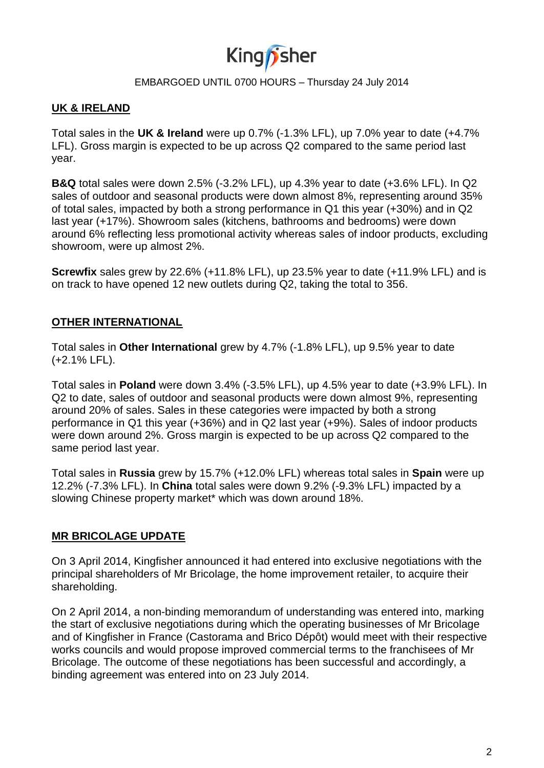## UK & IRELAND

Total sales in the **UK & Ireland** were up 0.7% (-1.3% LFL), up 7.0% year to date (+4.7% LFL). Gross margin is expected to be up across Q2 compared to the same period last year.

**B&Q** total sales were down 2.5% (-3.2% LFL), up 4.3% year to date (+3.6% LFL). In Q2 sales of outdoor and seasonal products were down almost 8%, representing around 35% of total sales, impacted by both a strong performance in Q1 this year (+30%) and in Q2 last year (+17%). Showroom sales (kitchens, bathrooms and bedrooms) were down around 6% reflecting less promotional activity whereas sales of indoor products, excluding showroom, were up almost 2%.

**Screwfix** sales grew by 22.6% (+11.8% LFL), up 23.5% year to date (+11.9% LFL) and is on track to have opened 12 new outlets during Q2, taking the total to 356.

## OTHER INTERNATIONAL

Total sales in **Other International** grew by 4.7% (-1.8% LFL), up 9.5% year to date (+2.1% LFL).

Total sales in **Poland** were down 3.4% (-3.5% LFL), up 4.5% year to date (+3.9% LFL). In Q2 to date, sales of outdoor and seasonal products were down almost 9%, representing around 20% of sales. Sales in these categories were impacted by both a strong performance in Q1 this year (+36%) and in Q2 last year (+9%). Sales of indoor products were down around 2%. Gross margin is expected to be up across Q2 compared to the same period last year.

Total sales in **Russia** grew by 15.7% (+12.0% LFL) whereas total sales in **Spain** were up 12.2% (-7.3% LFL). In **China** total sales were down 9.2% (-9.3% LFL) impacted by a slowing Chinese property market* which was down around 18%.

## MR BRICOLAGE UPDATE

On 3 April 2014, Kingfisher announced it had entered into exclusive negotiations with the principal shareholders of Mr Bricolage, the home improvement retailer, to acquire their shareholding.

On 2 April 2014, a non-binding memorandum of understanding was entered into, marking the start of exclusive negotiations during which the operating businesses of Mr Bricolage and of Kingfisher in France (Castorama and Brico Dépôt) would meet with their respective works councils and would propose improved commercial terms to the franchisees of Mr Bricolage. The outcome of these negotiations has been successful and accordingly, a binding agreement was entered into on 23 July 2014.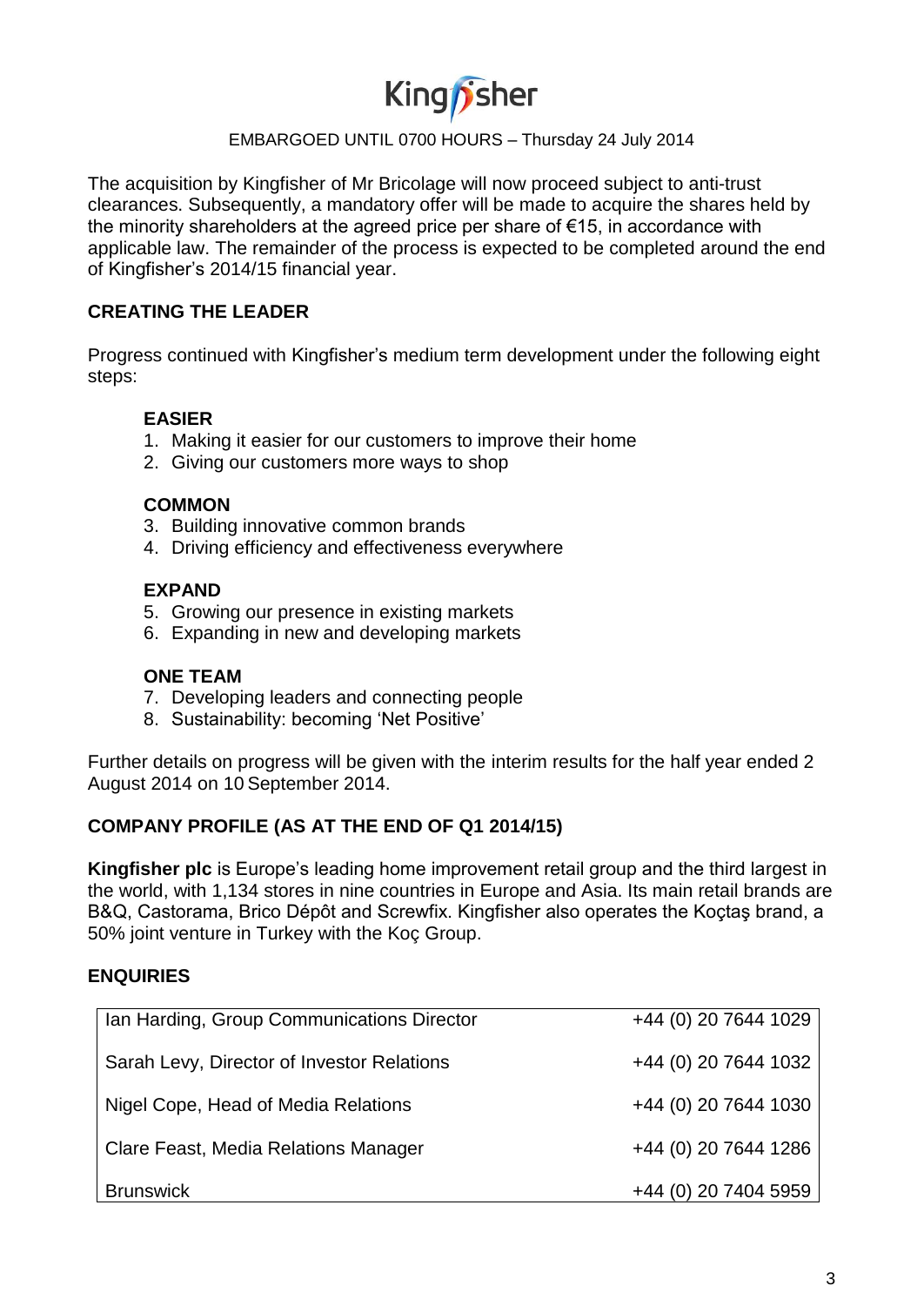EMBARGOED UNTIL 0700 HOURS – Thursday 24 July 2014

The acquisition by Kingfisher of Mr Bricolage will now proceed subject to anti-trust clearances. Subsequently, a mandatory offer will be made to acquire the shares held by the minority shareholders at the agreed price per share of €15, in accordance with applicable law. The remainder of the process is expected to be completed around the end of Kingfisher's 2014/15 financial year.

## CREATING THE LEADER

Progress continued with Kingfisher's medium term development under the following eight steps:

**EASIER**

1. Making it easier for our customers to improve their home
2. Giving our customers more ways to shop

**COMMON**

3. Building innovative common brands
4. Driving efficiency and effectiveness everywhere

**EXPAND**

5. Growing our presence in existing markets
6. Expanding in new and developing markets

**ONE TEAM**

7. Developing leaders and connecting people
8. Sustainability: becoming 'Net Positive'

Further details on progress will be given with the interim results for the half year ended 2 August 2014 on 10 September 2014.

## COMPANY PROFILE (AS AT THE END OF Q1 2014/15)

**Kingfisher plc** is Europe's leading home improvement retail group and the third largest in the world, with 1,134 stores in nine countries in Europe and Asia. Its main retail brands are B&Q, Castorama, Brico Dépôt and Screwfix. Kingfisher also operates the Koçtaş brand, a 50% joint venture in Turkey with the Koç Group.

## ENQUIRIES

| | |
|---|---|
| Ian Harding, Group Communications Director | +44 (0) 20 7644 1029 |
| Sarah Levy, Director of Investor Relations | +44 (0) 20 7644 1032 |
| Nigel Cope, Head of Media Relations | +44 (0) 20 7644 1030 |
| Clare Feast, Media Relations Manager | +44 (0) 20 7644 1286 |
| Brunswick | +44 (0) 20 7404 5959 |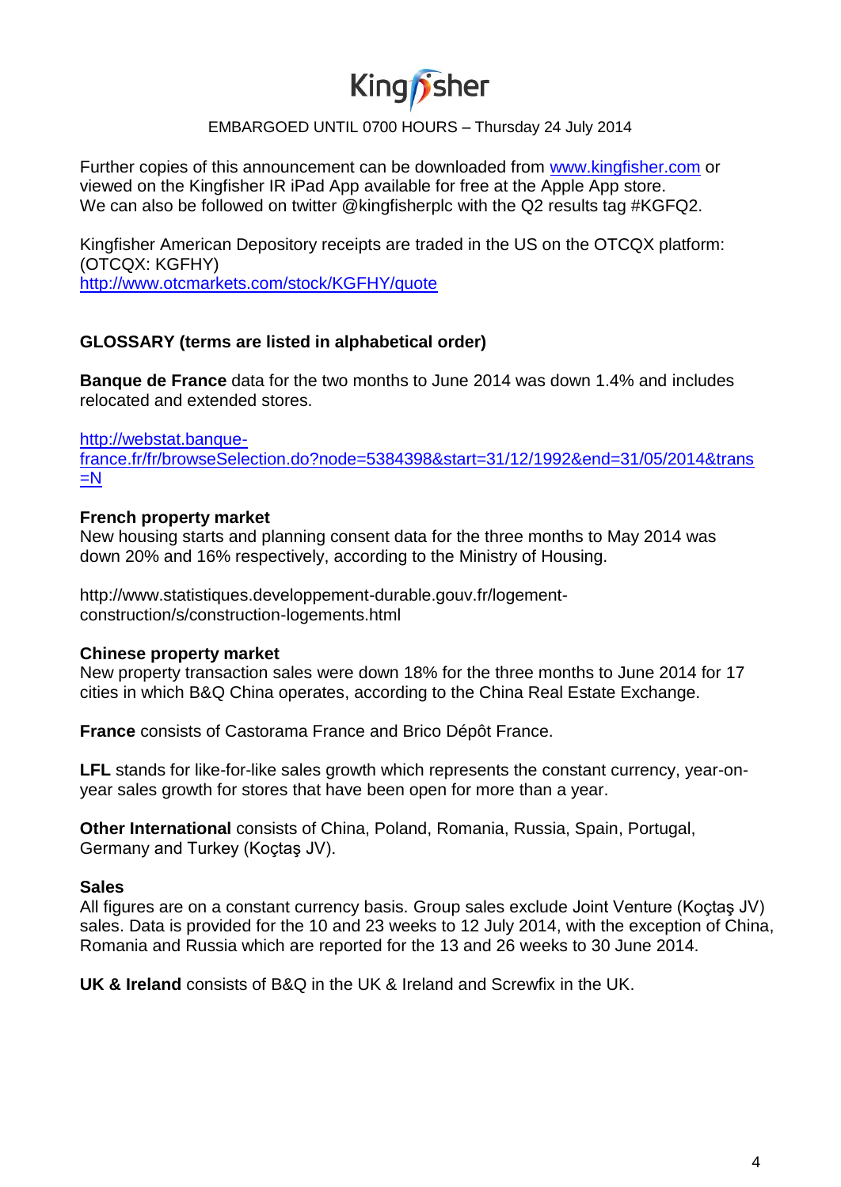Kingfisher

EMBARGOED UNTIL 0700 HOURS – Thursday 24 July 2014

Further copies of this announcement can be downloaded from www.kingfisher.com or viewed on the Kingfisher IR iPad App available for free at the Apple App store. We can also be followed on twitter @kingfisherplc with the Q2 results tag #KGFQ2.

Kingfisher American Depository receipts are traded in the US on the OTCQX platform: (OTCQX: KGFHY)
http://www.otcmarkets.com/stock/KGFHY/quote

## GLOSSARY (terms are listed in alphabetical order)

**Banque de France** data for the two months to June 2014 was down 1.4% and includes relocated and extended stores.

http://webstat.banque-france.fr/fr/browseSelection.do?node=5384398&start=31/12/1992&end=31/05/2014&trans=N

**French property market**
New housing starts and planning consent data for the three months to May 2014 was down 20% and 16% respectively, according to the Ministry of Housing.

http://www.statistiques.developpement-durable.gouv.fr/logement-construction/s/construction-logements.html

**Chinese property market**
New property transaction sales were down 18% for the three months to June 2014 for 17 cities in which B&Q China operates, according to the China Real Estate Exchange.

**France** consists of Castorama France and Brico Dépôt France.

**LFL** stands for like-for-like sales growth which represents the constant currency, year-on-year sales growth for stores that have been open for more than a year.

**Other International** consists of China, Poland, Romania, Russia, Spain, Portugal, Germany and Turkey (Koçtaş JV).

**Sales**
All figures are on a constant currency basis. Group sales exclude Joint Venture (Koçtaş JV) sales. Data is provided for the 10 and 23 weeks to 12 July 2014, with the exception of China, Romania and Russia which are reported for the 13 and 26 weeks to 30 June 2014.

**UK & Ireland** consists of B&Q in the UK & Ireland and Screwfix in the UK.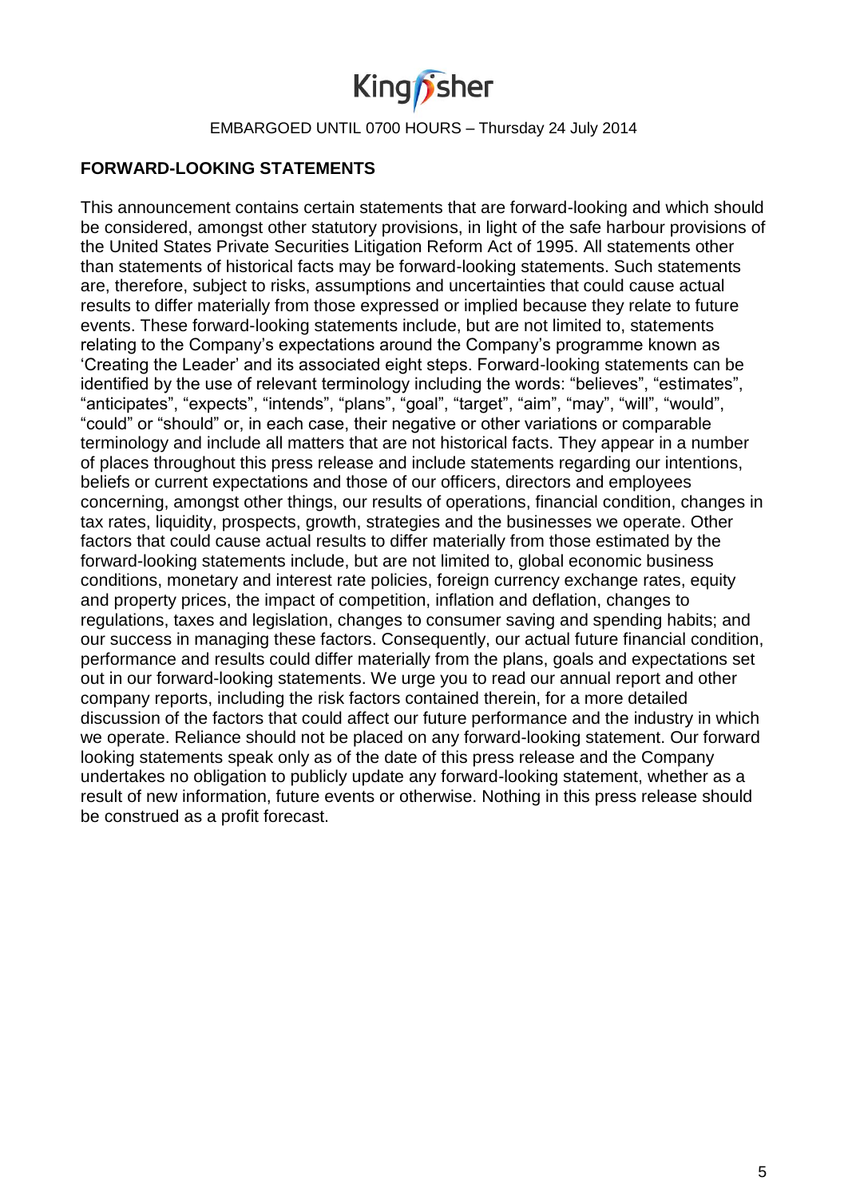## FORWARD-LOOKING STATEMENTS

This announcement contains certain statements that are forward-looking and which should be considered, amongst other statutory provisions, in light of the safe harbour provisions of the United States Private Securities Litigation Reform Act of 1995. All statements other than statements of historical facts may be forward-looking statements. Such statements are, therefore, subject to risks, assumptions and uncertainties that could cause actual results to differ materially from those expressed or implied because they relate to future events. These forward-looking statements include, but are not limited to, statements relating to the Company's expectations around the Company's programme known as 'Creating the Leader' and its associated eight steps. Forward-looking statements can be identified by the use of relevant terminology including the words: "believes", "estimates", "anticipates", "expects", "intends", "plans", "goal", "target", "aim", "may", "will", "would", "could" or "should" or, in each case, their negative or other variations or comparable terminology and include all matters that are not historical facts. They appear in a number of places throughout this press release and include statements regarding our intentions, beliefs or current expectations and those of our officers, directors and employees concerning, amongst other things, our results of operations, financial condition, changes in tax rates, liquidity, prospects, growth, strategies and the businesses we operate. Other factors that could cause actual results to differ materially from those estimated by the forward-looking statements include, but are not limited to, global economic business conditions, monetary and interest rate policies, foreign currency exchange rates, equity and property prices, the impact of competition, inflation and deflation, changes to regulations, taxes and legislation, changes to consumer saving and spending habits; and our success in managing these factors. Consequently, our actual future financial condition, performance and results could differ materially from the plans, goals and expectations set out in our forward-looking statements. We urge you to read our annual report and other company reports, including the risk factors contained therein, for a more detailed discussion of the factors that could affect our future performance and the industry in which we operate. Reliance should not be placed on any forward-looking statement. Our forward looking statements speak only as of the date of this press release and the Company undertakes no obligation to publicly update any forward-looking statement, whether as a result of new information, future events or otherwise. Nothing in this press release should be construed as a profit forecast.